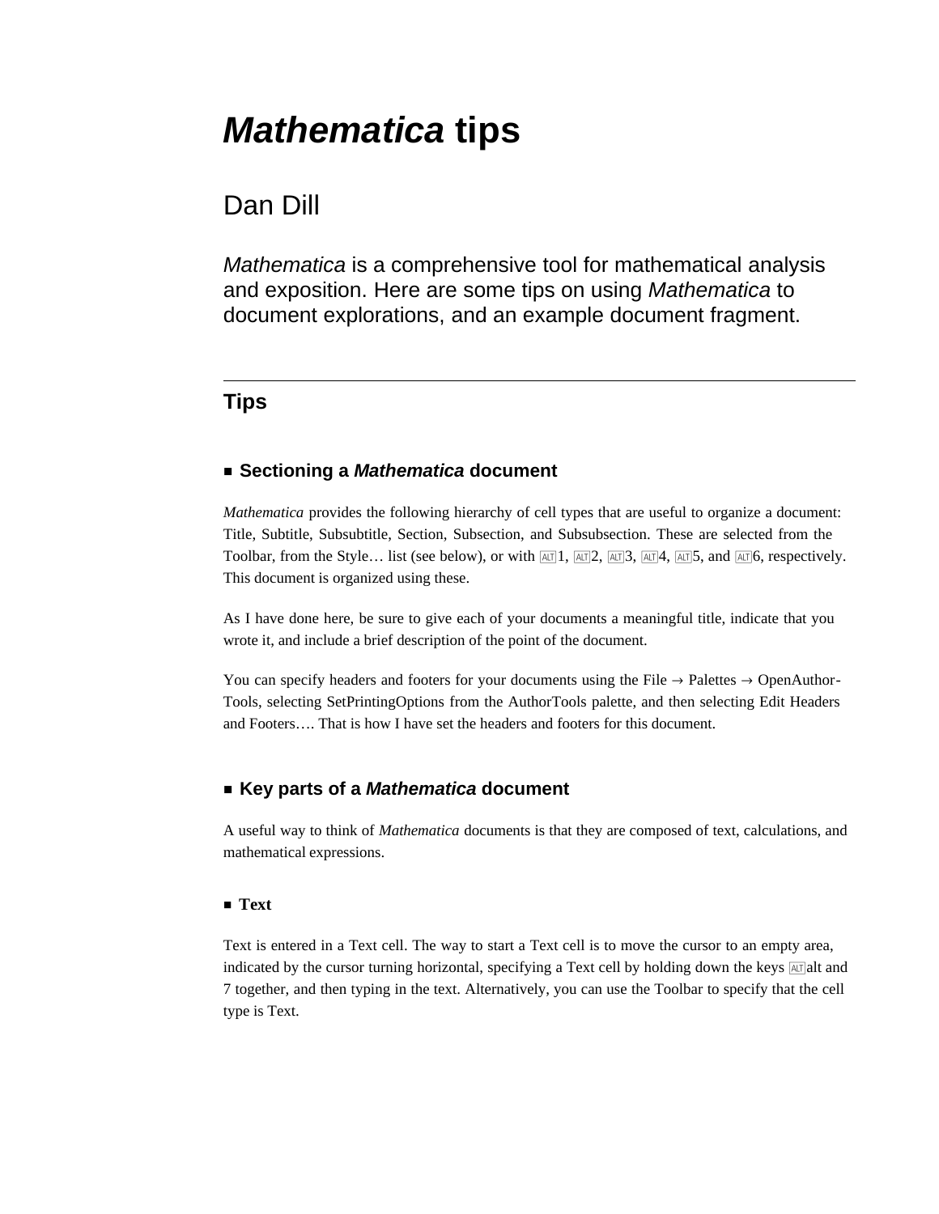# *Mathematica* tips

## Dan Dill

*Mathematica* is a comprehensive tool for mathematical analysis and exposition. Here are some tips on using *Mathematica* to document explorations, and an example document fragment.

---

## Tips

### ■ Sectioning a *Mathematica* document

*Mathematica* provides the following hierarchy of cell types that are useful to organize a document: Title, Subtitle, Subsubtitle, Section, Subsection, and Subsubsection. These are selected from the Toolbar, from the Style… list (see below), or with ALT1, ALT2, ALT3, ALT4, ALT5, and ALT6, respectively. This document is organized using these.

As I have done here, be sure to give each of your documents a meaningful title, indicate that you wrote it, and include a brief description of the point of the document.

You can specify headers and footers for your documents using the File → Palettes → OpenAuthor-Tools, selecting SetPrintingOptions from the AuthorTools palette, and then selecting Edit Headers and Footers…. That is how I have set the headers and footers for this document.

### ■ Key parts of a *Mathematica* document

A useful way to think of *Mathematica* documents is that they are composed of text, calculations, and mathematical expressions.

#### ■ Text

Text is entered in a Text cell. The way to start a Text cell is to move the cursor to an empty area, indicated by the cursor turning horizontal, specifying a Text cell by holding down the keys ALTalt and 7 together, and then typing in the text. Alternatively, you can use the Toolbar to specify that the cell type is Text.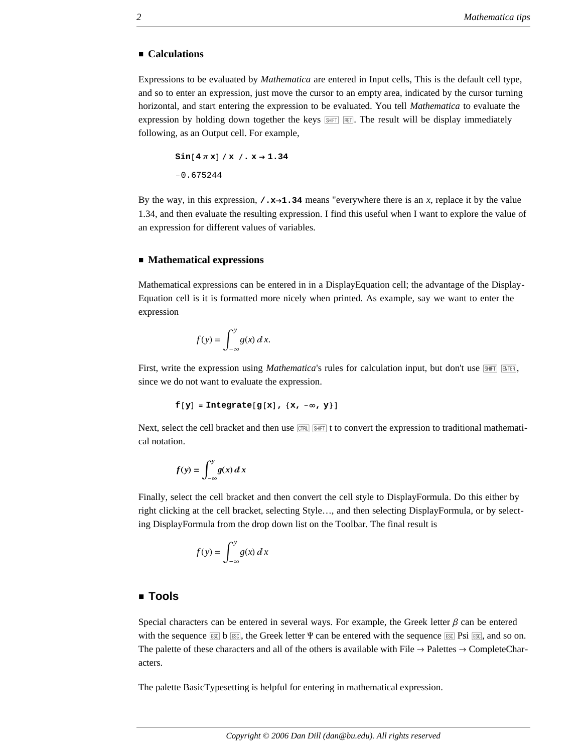## ■ Calculations

Expressions to be evaluated by *Mathematica* are entered in Input cells, This is the default cell type, and so to enter an expression, just move the cursor to an empty area, indicated by the cursor turning horizontal, and start entering the expression to be evaluated. You tell *Mathematica* to evaluate the expression by holding down together the keys SHIFT RET. The result will be display immediately following, as an Output cell. For example,

```
Sin[4 π x] / x /. x → 1.34
```

```
-0.675244
```

By the way, in this expression, **/.x→1.34** means "everywhere there is an *x*, replace it by the value 1.34, and then evaluate the resulting expression. I find this useful when I want to explore the value of an expression for different values of variables.

## ■ Mathematical expressions

Mathematical expressions can be entered in in a DisplayEquation cell; the advantage of the Display-Equation cell is it is formatted more nicely when printed. As example, say we want to enter the expression

$$f(y) = \int_{-\infty}^{y} g(x)\, dx.$$

First, write the expression using *Mathematica*'s rules for calculation input, but don't use SHIFT ENTER, since we do not want to evaluate the expression.

```
f[y] = Integrate[g[x], {x, -∞, y}]
```

Next, select the cell bracket and then use CTRL SHIFT t to convert the expression to traditional mathematical notation.

$$\boldsymbol{f(y) = \int_{-\infty}^{y} g(x)\, dx}$$

Finally, select the cell bracket and then convert the cell style to DisplayFormula. Do this either by right clicking at the cell bracket, selecting Style…, and then selecting DisplayFormula, or by selecting DisplayFormula from the drop down list on the Toolbar. The final result is

$$f(y) = \int_{-\infty}^{y} g(x)\, dx$$

## ■ Tools

Special characters can be entered in several ways. For example, the Greek letter $\beta$ can be entered with the sequence ESC b ESC, the Greek letter Ψ can be entered with the sequence ESC Psi ESC, and so on. The palette of these characters and all of the others is available with File → Palettes → CompleteCharacters.

The palette BasicTypesetting is helpful for entering in mathematical expression.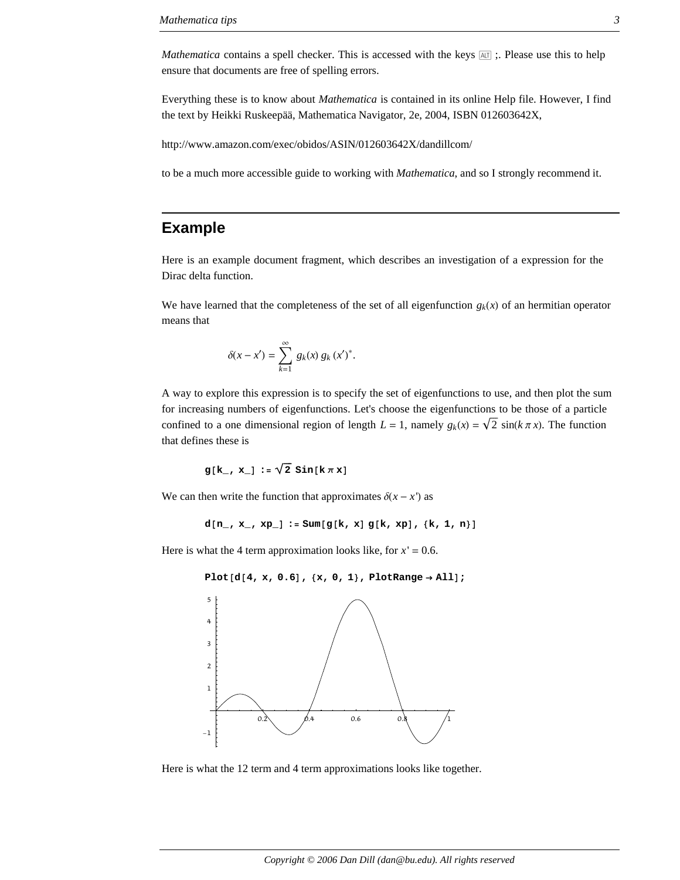*Mathematica* contains a spell checker. This is accessed with the keys ALT ;. Please use this to help ensure that documents are free of spelling errors.

Everything these is to know about *Mathematica* is contained in its online Help file. However, I find the text by Heikki Ruskeepää, Mathematica Navigator, 2e, 2004, ISBN 012603642X,

http://www.amazon.com/exec/obidos/ASIN/012603642X/dandillcom/

to be a much more accessible guide to working with *Mathematica*, and so I strongly recommend it.

## Example

Here is an example document fragment, which describes an investigation of a expression for the Dirac delta function.

We have learned that the completeness of the set of all eigenfunction $g_k(x)$ of an hermitian operator means that

$$\delta(x - x') = \sum_{k=1}^{\infty} g_k(x)\, g_k\,(x')^*.$$

A way to explore this expression is to specify the set of eigenfunctions to use, and then plot the sum for increasing numbers of eigenfunctions. Let's choose the eigenfunctions to be those of a particle confined to a one dimensional region of length $L = 1$, namely $g_k(x) = \sqrt{2}\,\sin(k\,\pi\,x)$. The function that defines these is

```
g[k_, x_] := √2 Sin[k π x]
```

We can then write the function that approximates $\delta(x - x')$ as

```
d[n_, x_, xp_] := Sum[g[k, x] g[k, xp], {k, 1, n}]
```

Here is what the 4 term approximation looks like, for $x' = 0.6$.

```
Plot[d[4, x, 0.6], {x, 0, 1}, PlotRange → All];
```

Here is what the 12 term and 4 term approximations looks like together.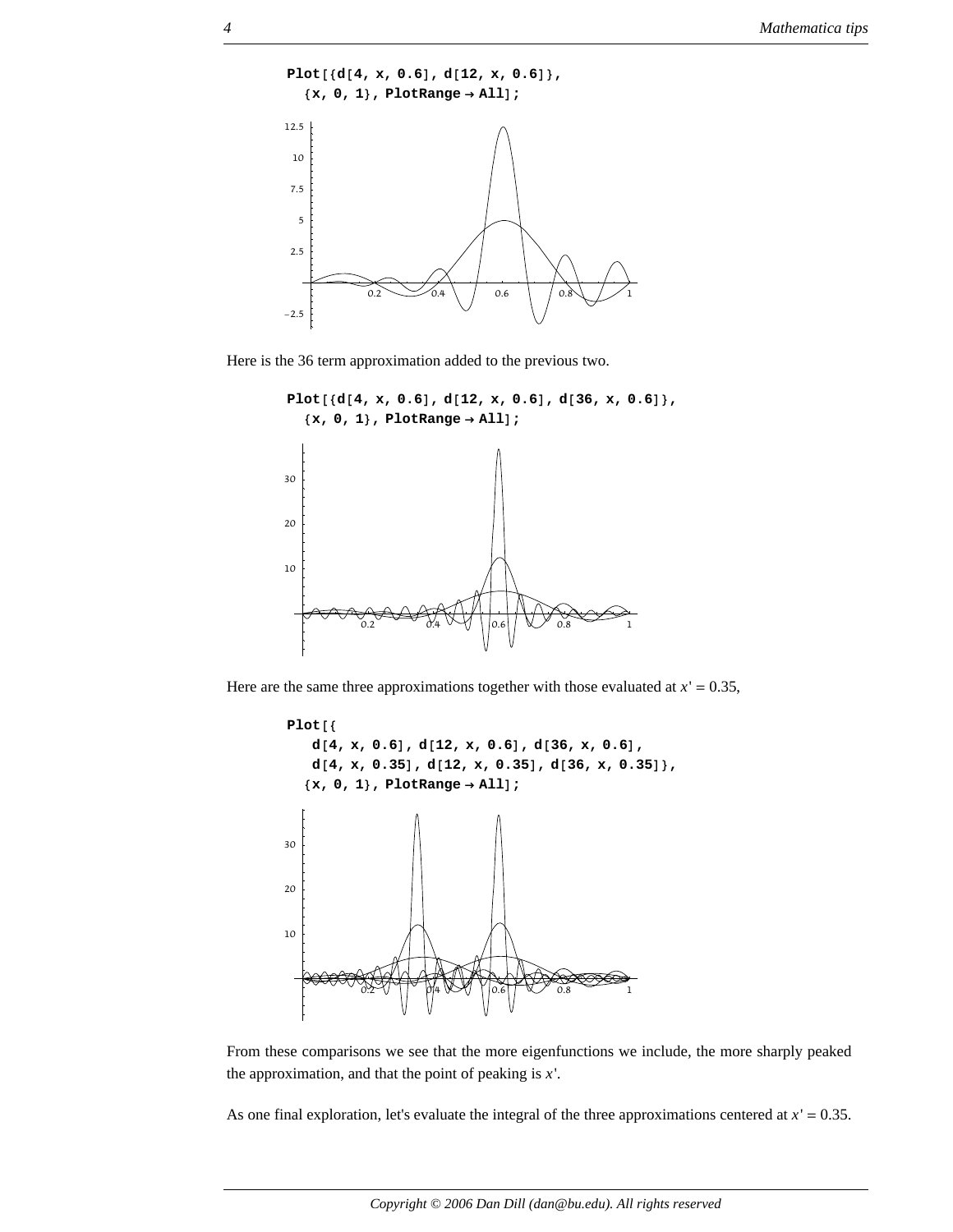```
Plot[{d[4, x, 0.6], d[12, x, 0.6]},
  {x, 0, 1}, PlotRange → All];
```

Here is the 36 term approximation added to the previous two.

```
Plot[{d[4, x, 0.6], d[12, x, 0.6], d[36, x, 0.6]},
  {x, 0, 1}, PlotRange → All];
```

Here are the same three approximations together with those evaluated at $x' = 0.35$,

```
Plot[{
   d[4, x, 0.6], d[12, x, 0.6], d[36, x, 0.6],
   d[4, x, 0.35], d[12, x, 0.35], d[36, x, 0.35]},
  {x, 0, 1}, PlotRange → All];
```

From these comparisons we see that the more eigenfunctions we include, the more sharply peaked the approximation, and that the point of peaking is $x'$.

As one final exploration, let's evaluate the integral of the three approximations centered at $x' = 0.35$.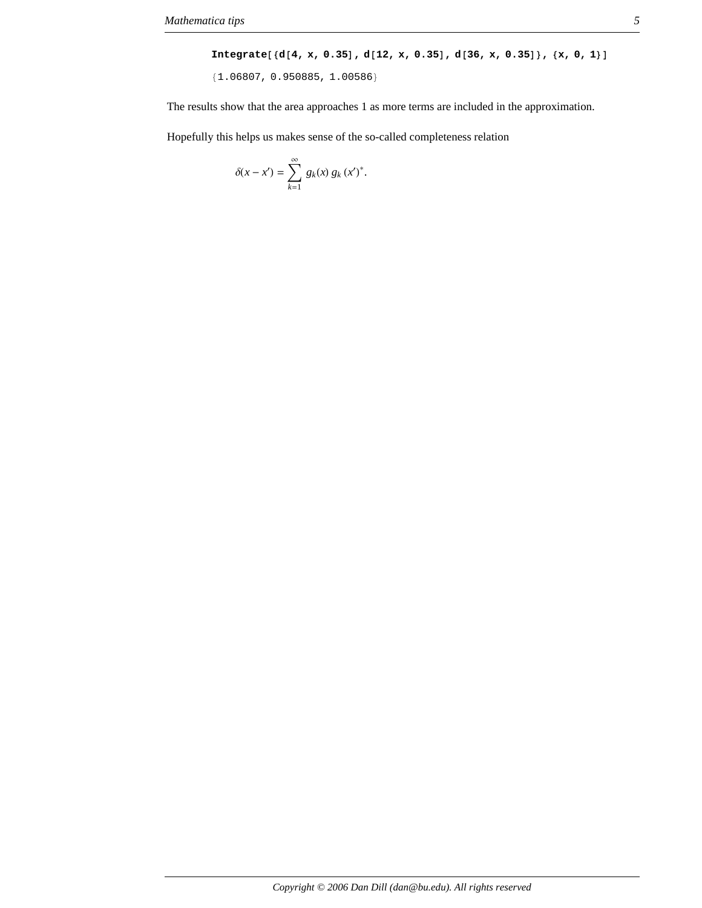```
Integrate[{d[4, x, 0.35], d[12, x, 0.35], d[36, x, 0.35]}, {x, 0, 1}]
```

```
{1.06807, 0.950885, 1.00586}
```

The results show that the area approaches 1 as more terms are included in the approximation.

Hopefully this helps us makes sense of the so-called completeness relation

$$\delta(x - x') = \sum_{k=1}^{\infty} g_k(x)\, g_k\,(x')^*.$$